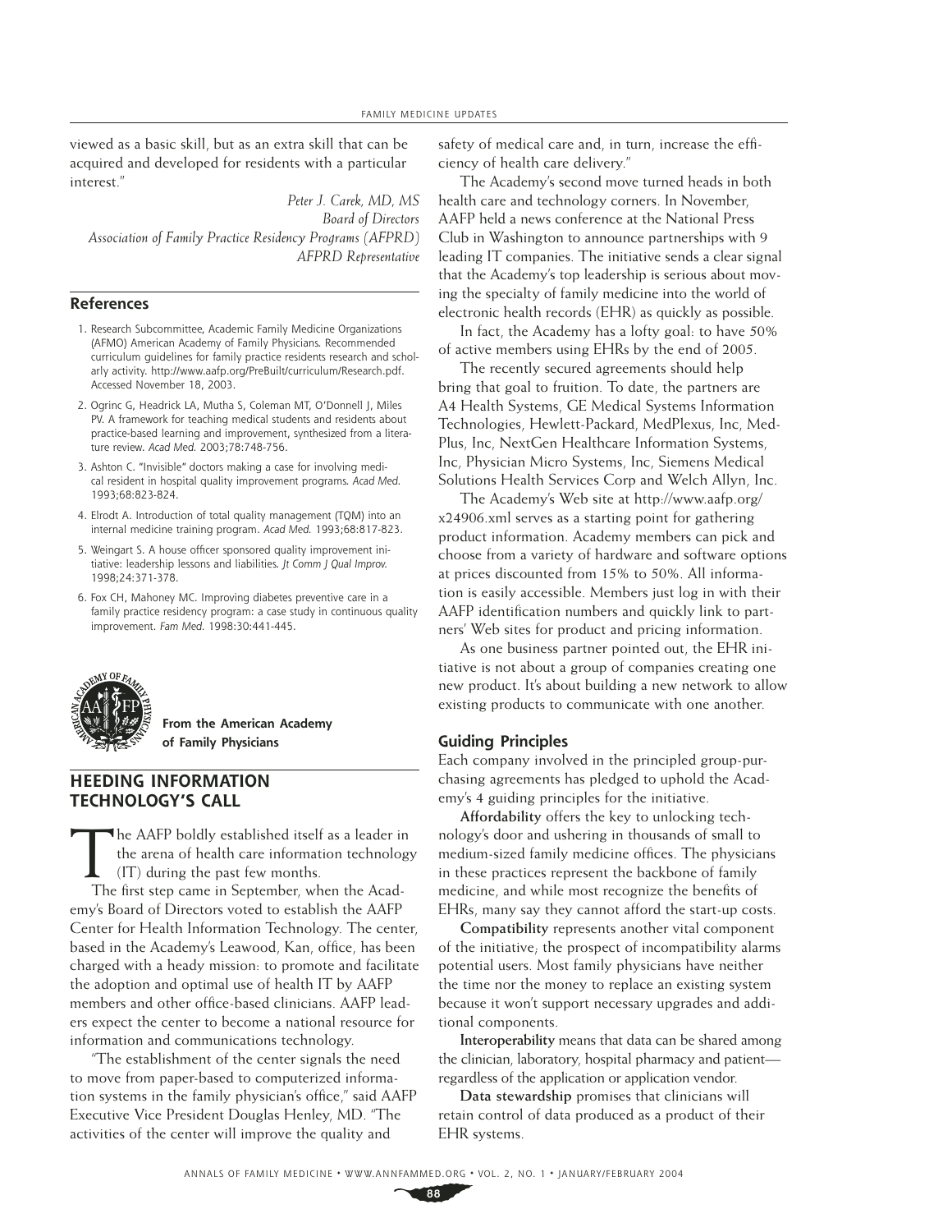viewed as a basic skill, but as an extra skill that can be acquired and developed for residents with a particular interest."

*Peter J. Carek, MD, MS*
*Board of Directors*
*Association of Family Practice Residency Programs (AFPRD)*
*AFPRD Representative*

## References

1. Research Subcommittee, Academic Family Medicine Organizations (AFMO) American Academy of Family Physicians. Recommended curriculum guidelines for family practice residents research and scholarly activity. http://www.aafp.org/PreBuilt/curriculum/Research.pdf. Accessed November 18, 2003.
2. Ogrinc G, Headrick LA, Mutha S, Coleman MT, O'Donnell J, Miles PV. A framework for teaching medical students and residents about practice-based learning and improvement, synthesized from a literature review. *Acad Med.* 2003;78:748-756.
3. Ashton C. "Invisible" doctors making a case for involving medical resident in hospital quality improvement programs. *Acad Med.* 1993;68:823-824.
4. Elrodt A. Introduction of total quality management (TQM) into an internal medicine training program. *Acad Med.* 1993;68:817-823.
5. Weingart S. A house officer sponsored quality improvement initiative: leadership lessons and liabilities. *Jt Comm J Qual Improv.* 1998;24:371-378.
6. Fox CH, Mahoney MC. Improving diabetes preventive care in a family practice residency program: a case study in continuous quality improvement. *Fam Med.* 1998:30:441-445.

**From the American Academy of Family Physicians**

## HEEDING INFORMATION TECHNOLOGY'S CALL

The AAFP boldly established itself as a leader in the arena of health care information technology (IT) during the past few months.

The first step came in September, when the Academy's Board of Directors voted to establish the AAFP Center for Health Information Technology. The center, based in the Academy's Leawood, Kan, office, has been charged with a heady mission: to promote and facilitate the adoption and optimal use of health IT by AAFP members and other office-based clinicians. AAFP leaders expect the center to become a national resource for information and communications technology.

"The establishment of the center signals the need to move from paper-based to computerized information systems in the family physician's office," said AAFP Executive Vice President Douglas Henley, MD. "The activities of the center will improve the quality and safety of medical care and, in turn, increase the efficiency of health care delivery."

The Academy's second move turned heads in both health care and technology corners. In November, AAFP held a news conference at the National Press Club in Washington to announce partnerships with 9 leading IT companies. The initiative sends a clear signal that the Academy's top leadership is serious about moving the specialty of family medicine into the world of electronic health records (EHR) as quickly as possible.

In fact, the Academy has a lofty goal: to have 50% of active members using EHRs by the end of 2005.

The recently secured agreements should help bring that goal to fruition. To date, the partners are A4 Health Systems, GE Medical Systems Information Technologies, Hewlett-Packard, MedPlexus, Inc, MedPlus, Inc, NextGen Healthcare Information Systems, Inc, Physician Micro Systems, Inc, Siemens Medical Solutions Health Services Corp and Welch Allyn, Inc.

The Academy's Web site at http://www.aafp.org/x24906.xml serves as a starting point for gathering product information. Academy members can pick and choose from a variety of hardware and software options at prices discounted from 15% to 50%. All information is easily accessible. Members just log in with their AAFP identification numbers and quickly link to partners' Web sites for product and pricing information.

As one business partner pointed out, the EHR initiative is not about a group of companies creating one new product. It's about building a new network to allow existing products to communicate with one another.

### Guiding Principles

Each company involved in the principled group-purchasing agreements has pledged to uphold the Academy's 4 guiding principles for the initiative.

**Affordability** offers the key to unlocking technology's door and ushering in thousands of small to medium-sized family medicine offices. The physicians in these practices represent the backbone of family medicine, and while most recognize the benefits of EHRs, many say they cannot afford the start-up costs.

**Compatibility** represents another vital component of the initiative; the prospect of incompatibility alarms potential users. Most family physicians have neither the time nor the money to replace an existing system because it won't support necessary upgrades and additional components.

**Interoperability** means that data can be shared among the clinician, laboratory, hospital pharmacy and patient—regardless of the application or application vendor.

**Data stewardship** promises that clinicians will retain control of data produced as a product of their EHR systems.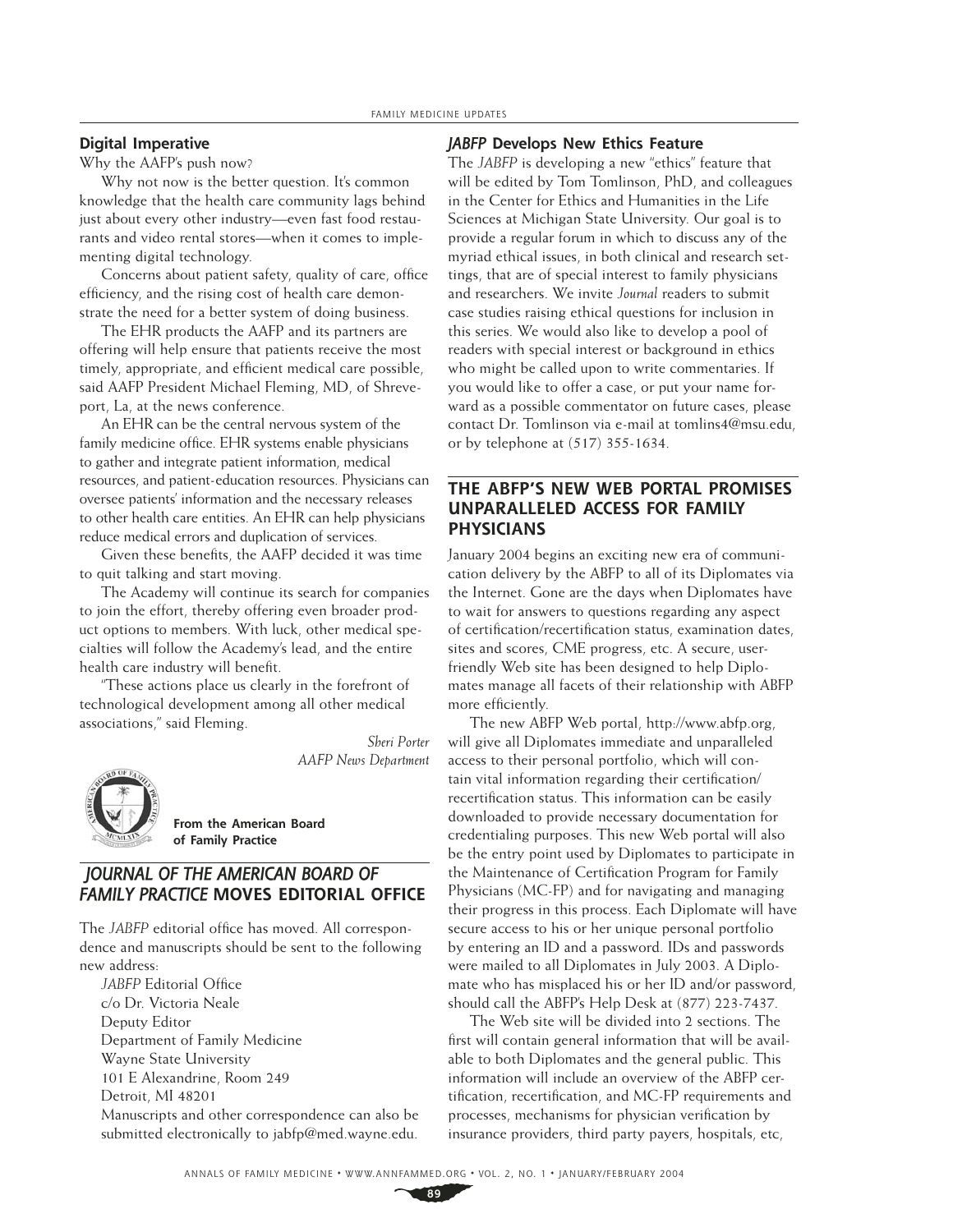## Digital Imperative

Why the AAFP's push now?

Why not now is the better question. It's common knowledge that the health care community lags behind just about every other industry—even fast food restaurants and video rental stores—when it comes to implementing digital technology.

Concerns about patient safety, quality of care, office efficiency, and the rising cost of health care demonstrate the need for a better system of doing business.

The EHR products the AAFP and its partners are offering will help ensure that patients receive the most timely, appropriate, and efficient medical care possible, said AAFP President Michael Fleming, MD, of Shreveport, La, at the news conference.

An EHR can be the central nervous system of the family medicine office. EHR systems enable physicians to gather and integrate patient information, medical resources, and patient-education resources. Physicians can oversee patients' information and the necessary releases to other health care entities. An EHR can help physicians reduce medical errors and duplication of services.

Given these benefits, the AAFP decided it was time to quit talking and start moving.

The Academy will continue its search for companies to join the effort, thereby offering even broader product options to members. With luck, other medical specialties will follow the Academy's lead, and the entire health care industry will benefit.

"These actions place us clearly in the forefront of technological development among all other medical associations," said Fleming.

*Sheri Porter*
*AAFP News Department*

**From the American Board of Family Practice**

## *JOURNAL OF THE AMERICAN BOARD OF FAMILY PRACTICE* MOVES EDITORIAL OFFICE

The *JABFP* editorial office has moved. All correspondence and manuscripts should be sent to the following new address:

*JABFP* Editorial Office
c/o Dr. Victoria Neale
Deputy Editor
Department of Family Medicine
Wayne State University
101 E Alexandrine, Room 249
Detroit, MI 48201

Manuscripts and other correspondence can also be submitted electronically to jabfp@med.wayne.edu.

### *JABFP* Develops New Ethics Feature

The *JABFP* is developing a new "ethics" feature that will be edited by Tom Tomlinson, PhD, and colleagues in the Center for Ethics and Humanities in the Life Sciences at Michigan State University. Our goal is to provide a regular forum in which to discuss any of the myriad ethical issues, in both clinical and research settings, that are of special interest to family physicians and researchers. We invite *Journal* readers to submit case studies raising ethical questions for inclusion in this series. We would also like to develop a pool of readers with special interest or background in ethics who might be called upon to write commentaries. If you would like to offer a case, or put your name forward as a possible commentator on future cases, please contact Dr. Tomlinson via e-mail at tomlins4@msu.edu, or by telephone at (517) 355-1634.

## THE ABFP'S NEW WEB PORTAL PROMISES UNPARALLELED ACCESS FOR FAMILY PHYSICIANS

January 2004 begins an exciting new era of communication delivery by the ABFP to all of its Diplomates via the Internet. Gone are the days when Diplomates have to wait for answers to questions regarding any aspect of certification/recertification status, examination dates, sites and scores, CME progress, etc. A secure, user-friendly Web site has been designed to help Diplomates manage all facets of their relationship with ABFP more efficiently.

The new ABFP Web portal, http://www.abfp.org, will give all Diplomates immediate and unparalleled access to their personal portfolio, which will contain vital information regarding their certification/recertification status. This information can be easily downloaded to provide necessary documentation for credentialing purposes. This new Web portal will also be the entry point used by Diplomates to participate in the Maintenance of Certification Program for Family Physicians (MC-FP) and for navigating and managing their progress in this process. Each Diplomate will have secure access to his or her unique personal portfolio by entering an ID and a password. IDs and passwords were mailed to all Diplomates in July 2003. A Diplomate who has misplaced his or her ID and/or password, should call the ABFP's Help Desk at (877) 223-7437.

The Web site will be divided into 2 sections. The first will contain general information that will be available to both Diplomates and the general public. This information will include an overview of the ABFP certification, recertification, and MC-FP requirements and processes, mechanisms for physician verification by insurance providers, third party payers, hospitals, etc,